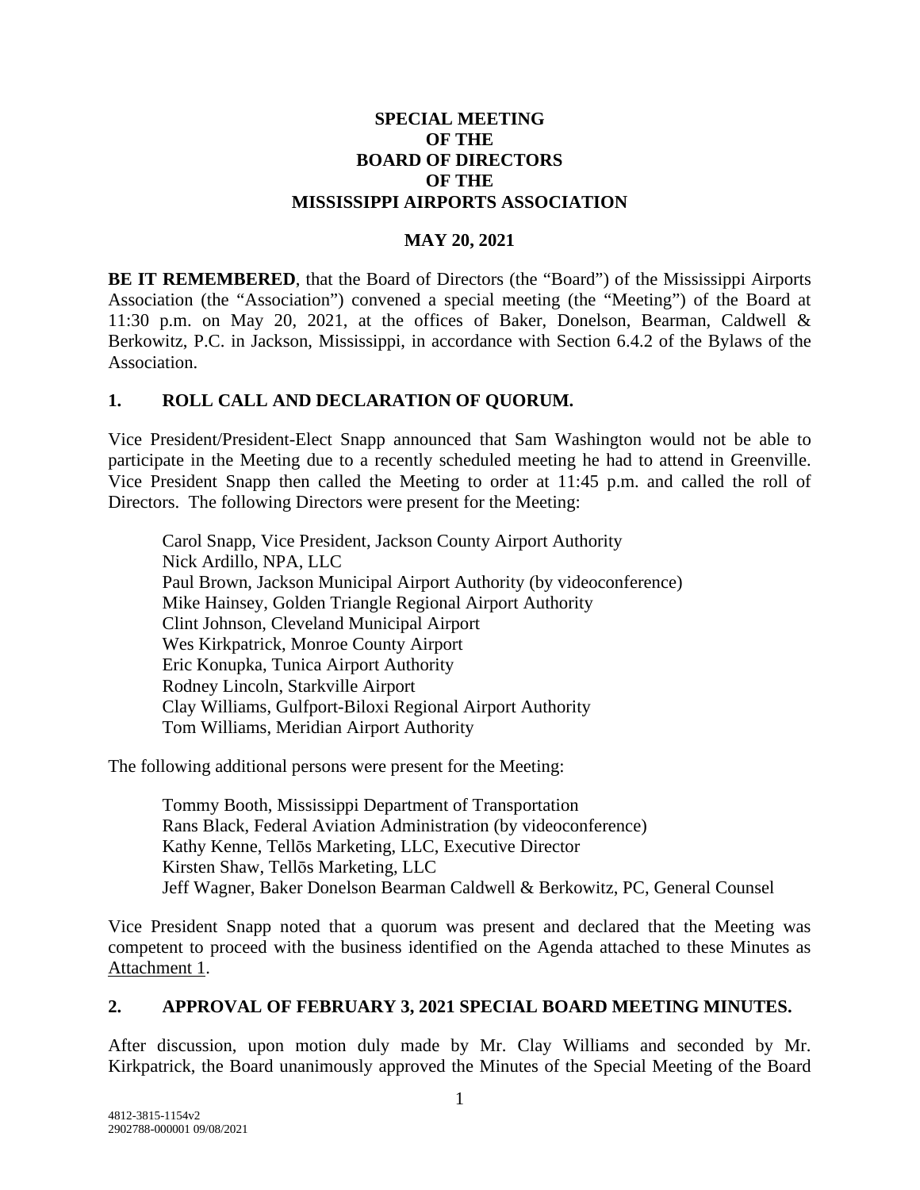# SPECIAL MEETING
# OF THE
# BOARD OF DIRECTORS
# OF THE
# MISSISSIPPI AIRPORTS ASSOCIATION

**MAY 20, 2021**

**BE IT REMEMBERED**, that the Board of Directors (the "Board") of the Mississippi Airports Association (the "Association") convened a special meeting (the "Meeting") of the Board at 11:30 p.m. on May 20, 2021, at the offices of Baker, Donelson, Bearman, Caldwell & Berkowitz, P.C. in Jackson, Mississippi, in accordance with Section 6.4.2 of the Bylaws of the Association.

## 1. ROLL CALL AND DECLARATION OF QUORUM.

Vice President/President-Elect Snapp announced that Sam Washington would not be able to participate in the Meeting due to a recently scheduled meeting he had to attend in Greenville. Vice President Snapp then called the Meeting to order at 11:45 p.m. and called the roll of Directors. The following Directors were present for the Meeting:

Carol Snapp, Vice President, Jackson County Airport Authority
Nick Ardillo, NPA, LLC
Paul Brown, Jackson Municipal Airport Authority (by videoconference)
Mike Hainsey, Golden Triangle Regional Airport Authority
Clint Johnson, Cleveland Municipal Airport
Wes Kirkpatrick, Monroe County Airport
Eric Konupka, Tunica Airport Authority
Rodney Lincoln, Starkville Airport
Clay Williams, Gulfport-Biloxi Regional Airport Authority
Tom Williams, Meridian Airport Authority

The following additional persons were present for the Meeting:

Tommy Booth, Mississippi Department of Transportation
Rans Black, Federal Aviation Administration (by videoconference)
Kathy Kenne, Tellōs Marketing, LLC, Executive Director
Kirsten Shaw, Tellōs Marketing, LLC
Jeff Wagner, Baker Donelson Bearman Caldwell & Berkowitz, PC, General Counsel

Vice President Snapp noted that a quorum was present and declared that the Meeting was competent to proceed with the business identified on the Agenda attached to these Minutes as Attachment 1.

## 2. APPROVAL OF FEBRUARY 3, 2021 SPECIAL BOARD MEETING MINUTES.

After discussion, upon motion duly made by Mr. Clay Williams and seconded by Mr. Kirkpatrick, the Board unanimously approved the Minutes of the Special Meeting of the Board

4812-3815-1154v2
2902788-000001 09/08/2021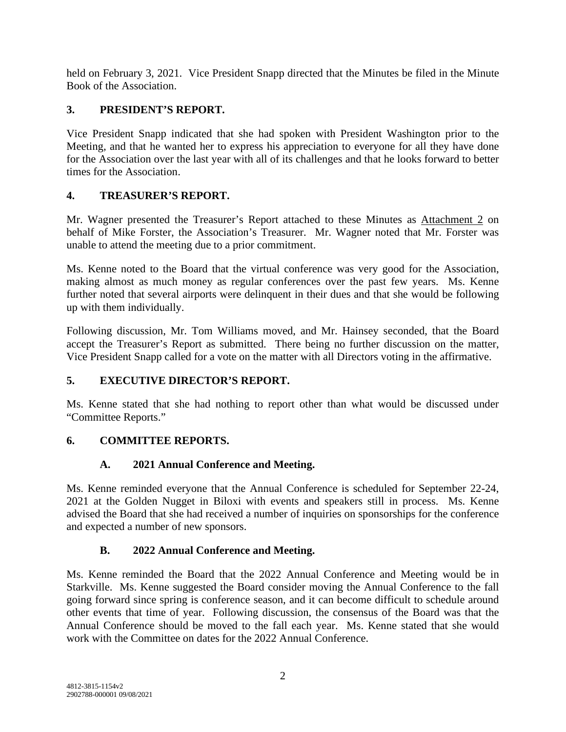held on February 3, 2021. Vice President Snapp directed that the Minutes be filed in the Minute Book of the Association.

## 3. PRESIDENT'S REPORT.

Vice President Snapp indicated that she had spoken with President Washington prior to the Meeting, and that he wanted her to express his appreciation to everyone for all they have done for the Association over the last year with all of its challenges and that he looks forward to better times for the Association.

## 4. TREASURER'S REPORT.

Mr. Wagner presented the Treasurer's Report attached to these Minutes as Attachment 2 on behalf of Mike Forster, the Association's Treasurer. Mr. Wagner noted that Mr. Forster was unable to attend the meeting due to a prior commitment.

Ms. Kenne noted to the Board that the virtual conference was very good for the Association, making almost as much money as regular conferences over the past few years. Ms. Kenne further noted that several airports were delinquent in their dues and that she would be following up with them individually.

Following discussion, Mr. Tom Williams moved, and Mr. Hainsey seconded, that the Board accept the Treasurer's Report as submitted. There being no further discussion on the matter, Vice President Snapp called for a vote on the matter with all Directors voting in the affirmative.

## 5. EXECUTIVE DIRECTOR'S REPORT.

Ms. Kenne stated that she had nothing to report other than what would be discussed under "Committee Reports."

## 6. COMMITTEE REPORTS.

### A. 2021 Annual Conference and Meeting.

Ms. Kenne reminded everyone that the Annual Conference is scheduled for September 22-24, 2021 at the Golden Nugget in Biloxi with events and speakers still in process. Ms. Kenne advised the Board that she had received a number of inquiries on sponsorships for the conference and expected a number of new sponsors.

### B. 2022 Annual Conference and Meeting.

Ms. Kenne reminded the Board that the 2022 Annual Conference and Meeting would be in Starkville. Ms. Kenne suggested the Board consider moving the Annual Conference to the fall going forward since spring is conference season, and it can become difficult to schedule around other events that time of year. Following discussion, the consensus of the Board was that the Annual Conference should be moved to the fall each year. Ms. Kenne stated that she would work with the Committee on dates for the 2022 Annual Conference.

4812-3815-1154v2
2902788-000001 09/08/2021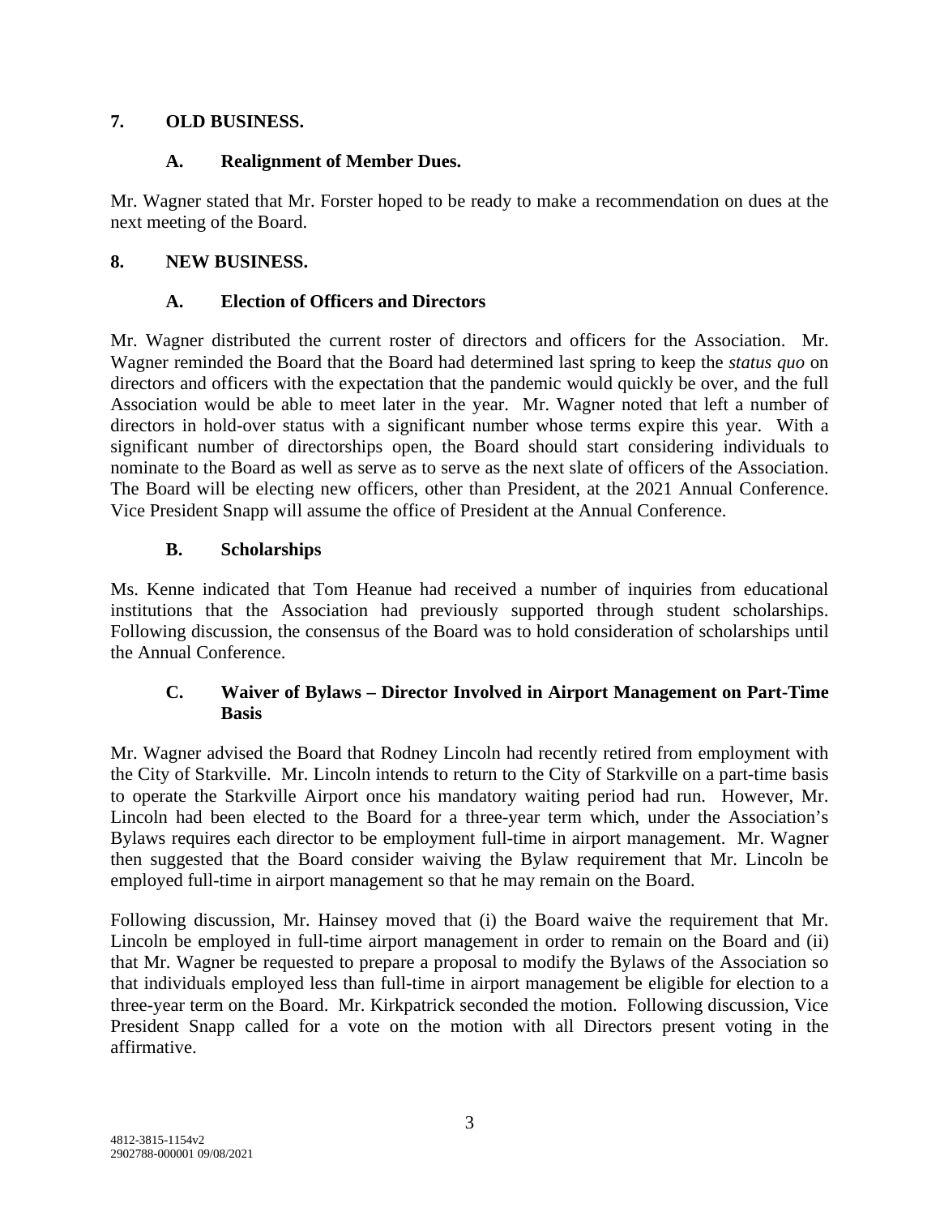## 7. OLD BUSINESS.

### A. Realignment of Member Dues.

Mr. Wagner stated that Mr. Forster hoped to be ready to make a recommendation on dues at the next meeting of the Board.

## 8. NEW BUSINESS.

### A. Election of Officers and Directors

Mr. Wagner distributed the current roster of directors and officers for the Association. Mr. Wagner reminded the Board that the Board had determined last spring to keep the *status quo* on directors and officers with the expectation that the pandemic would quickly be over, and the full Association would be able to meet later in the year. Mr. Wagner noted that left a number of directors in hold-over status with a significant number whose terms expire this year. With a significant number of directorships open, the Board should start considering individuals to nominate to the Board as well as serve as to serve as the next slate of officers of the Association. The Board will be electing new officers, other than President, at the 2021 Annual Conference. Vice President Snapp will assume the office of President at the Annual Conference.

### B. Scholarships

Ms. Kenne indicated that Tom Heanue had received a number of inquiries from educational institutions that the Association had previously supported through student scholarships. Following discussion, the consensus of the Board was to hold consideration of scholarships until the Annual Conference.

### C. Waiver of Bylaws – Director Involved in Airport Management on Part-Time Basis

Mr. Wagner advised the Board that Rodney Lincoln had recently retired from employment with the City of Starkville. Mr. Lincoln intends to return to the City of Starkville on a part-time basis to operate the Starkville Airport once his mandatory waiting period had run. However, Mr. Lincoln had been elected to the Board for a three-year term which, under the Association's Bylaws requires each director to be employment full-time in airport management. Mr. Wagner then suggested that the Board consider waiving the Bylaw requirement that Mr. Lincoln be employed full-time in airport management so that he may remain on the Board.

Following discussion, Mr. Hainsey moved that (i) the Board waive the requirement that Mr. Lincoln be employed in full-time airport management in order to remain on the Board and (ii) that Mr. Wagner be requested to prepare a proposal to modify the Bylaws of the Association so that individuals employed less than full-time in airport management be eligible for election to a three-year term on the Board. Mr. Kirkpatrick seconded the motion. Following discussion, Vice President Snapp called for a vote on the motion with all Directors present voting in the affirmative.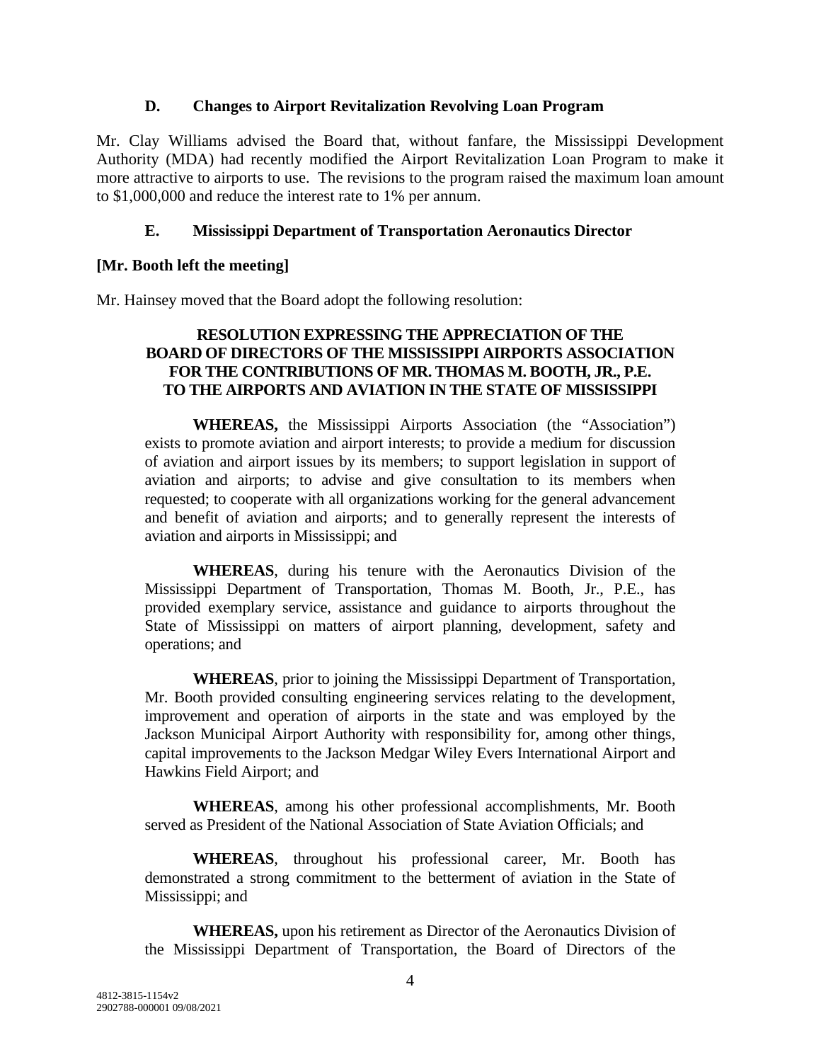### D. Changes to Airport Revitalization Revolving Loan Program

Mr. Clay Williams advised the Board that, without fanfare, the Mississippi Development Authority (MDA) had recently modified the Airport Revitalization Loan Program to make it more attractive to airports to use. The revisions to the program raised the maximum loan amount to $1,000,000 and reduce the interest rate to 1% per annum.

### E. Mississippi Department of Transportation Aeronautics Director

**[Mr. Booth left the meeting]**

Mr. Hainsey moved that the Board adopt the following resolution:

**RESOLUTION EXPRESSING THE APPRECIATION OF THE BOARD OF DIRECTORS OF THE MISSISSIPPI AIRPORTS ASSOCIATION FOR THE CONTRIBUTIONS OF MR. THOMAS M. BOOTH, JR., P.E. TO THE AIRPORTS AND AVIATION IN THE STATE OF MISSISSIPPI**

**WHEREAS,** the Mississippi Airports Association (the "Association") exists to promote aviation and airport interests; to provide a medium for discussion of aviation and airport issues by its members; to support legislation in support of aviation and airports; to advise and give consultation to its members when requested; to cooperate with all organizations working for the general advancement and benefit of aviation and airports; and to generally represent the interests of aviation and airports in Mississippi; and

**WHEREAS**, during his tenure with the Aeronautics Division of the Mississippi Department of Transportation, Thomas M. Booth, Jr., P.E., has provided exemplary service, assistance and guidance to airports throughout the State of Mississippi on matters of airport planning, development, safety and operations; and

**WHEREAS**, prior to joining the Mississippi Department of Transportation, Mr. Booth provided consulting engineering services relating to the development, improvement and operation of airports in the state and was employed by the Jackson Municipal Airport Authority with responsibility for, among other things, capital improvements to the Jackson Medgar Wiley Evers International Airport and Hawkins Field Airport; and

**WHEREAS**, among his other professional accomplishments, Mr. Booth served as President of the National Association of State Aviation Officials; and

**WHEREAS**, throughout his professional career, Mr. Booth has demonstrated a strong commitment to the betterment of aviation in the State of Mississippi; and

**WHEREAS,** upon his retirement as Director of the Aeronautics Division of the Mississippi Department of Transportation, the Board of Directors of the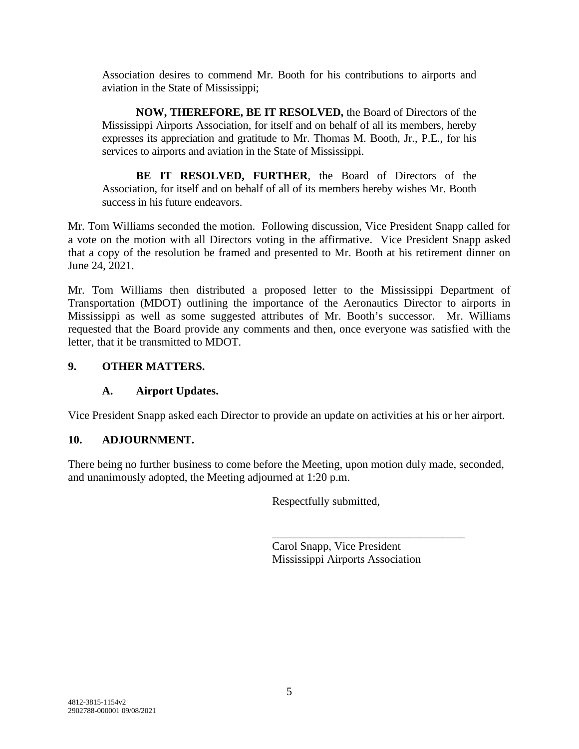Association desires to commend Mr. Booth for his contributions to airports and aviation in the State of Mississippi;

**NOW, THEREFORE, BE IT RESOLVED,** the Board of Directors of the Mississippi Airports Association, for itself and on behalf of all its members, hereby expresses its appreciation and gratitude to Mr. Thomas M. Booth, Jr., P.E., for his services to airports and aviation in the State of Mississippi.

**BE IT RESOLVED, FURTHER**, the Board of Directors of the Association, for itself and on behalf of all of its members hereby wishes Mr. Booth success in his future endeavors.

Mr. Tom Williams seconded the motion. Following discussion, Vice President Snapp called for a vote on the motion with all Directors voting in the affirmative. Vice President Snapp asked that a copy of the resolution be framed and presented to Mr. Booth at his retirement dinner on June 24, 2021.

Mr. Tom Williams then distributed a proposed letter to the Mississippi Department of Transportation (MDOT) outlining the importance of the Aeronautics Director to airports in Mississippi as well as some suggested attributes of Mr. Booth's successor. Mr. Williams requested that the Board provide any comments and then, once everyone was satisfied with the letter, that it be transmitted to MDOT.

## 9. OTHER MATTERS.

### A. Airport Updates.

Vice President Snapp asked each Director to provide an update on activities at his or her airport.

## 10. ADJOURNMENT.

There being no further business to come before the Meeting, upon motion duly made, seconded, and unanimously adopted, the Meeting adjourned at 1:20 p.m.

Respectfully submitted,

\_\_\_\_\_\_\_\_\_\_\_\_\_\_\_\_\_\_\_\_\_\_\_\_\_\_\_\_\_\_\_\_\_\_

Carol Snapp, Vice President
Mississippi Airports Association

4812-3815-1154v2
2902788-000001 09/08/2021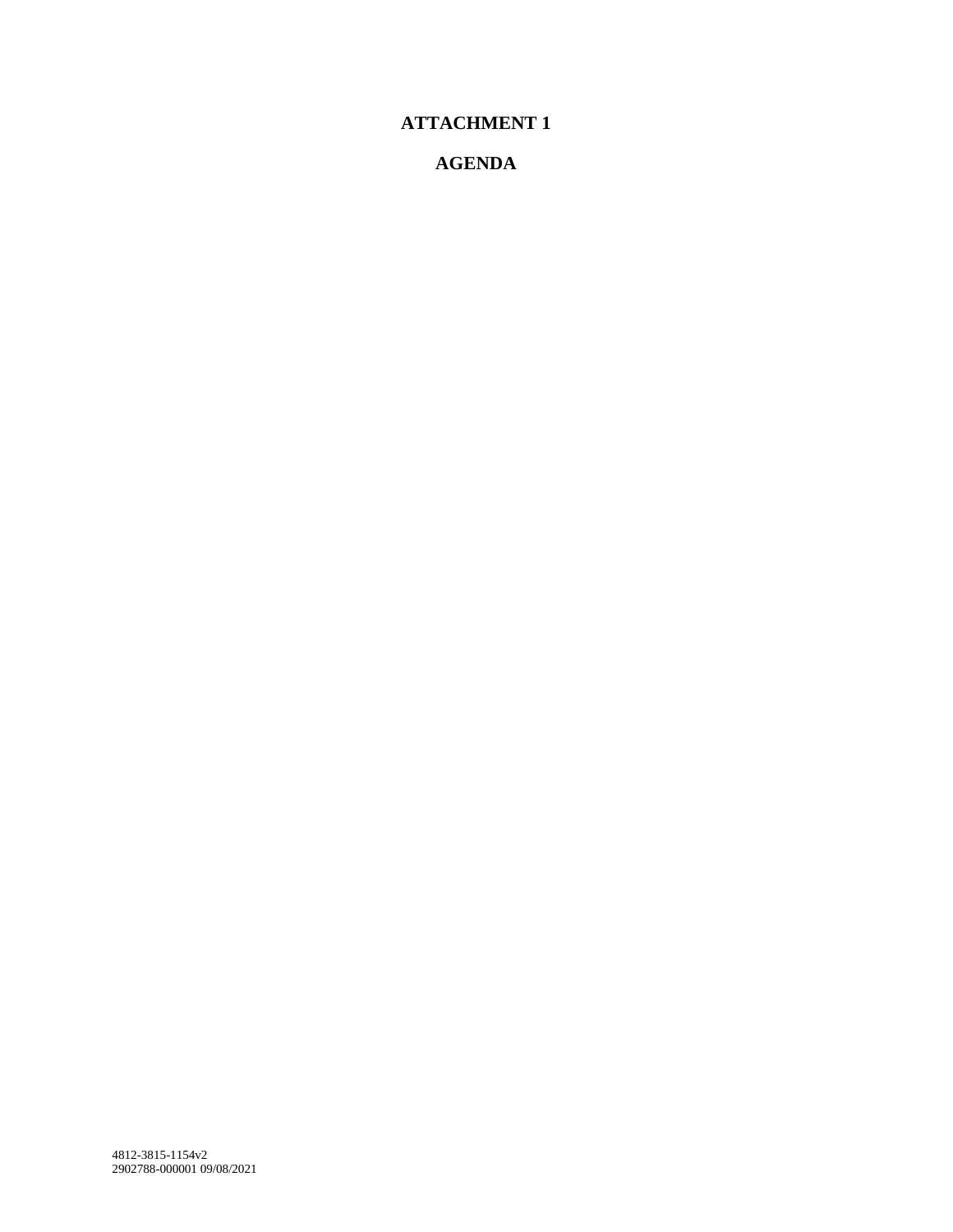# ATTACHMENT 1

# AGENDA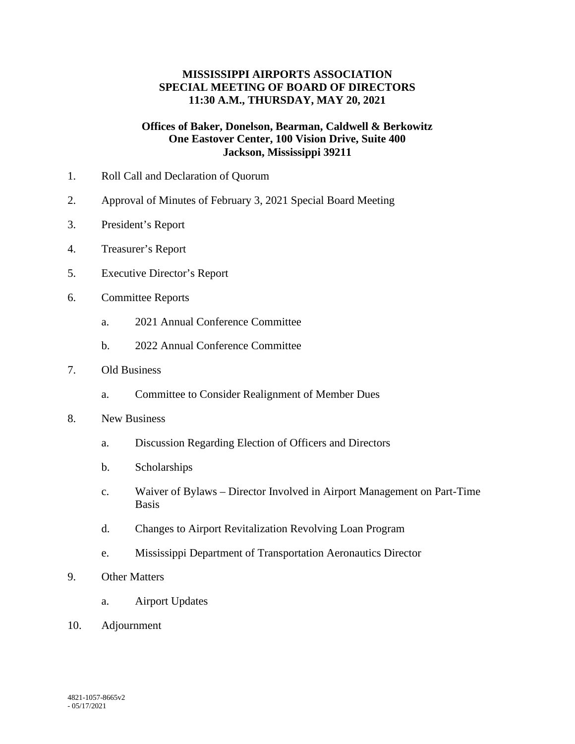**MISSISSIPPI AIRPORTS ASSOCIATION**
**SPECIAL MEETING OF BOARD OF DIRECTORS**
**11:30 A.M., THURSDAY, MAY 20, 2021**

**Offices of Baker, Donelson, Bearman, Caldwell & Berkowitz**
**One Eastover Center, 100 Vision Drive, Suite 400**
**Jackson, Mississippi 39211**

1. Roll Call and Declaration of Quorum

2. Approval of Minutes of February 3, 2021 Special Board Meeting

3. President's Report

4. Treasurer's Report

5. Executive Director's Report

6. Committee Reports

   a. 2021 Annual Conference Committee

   b. 2022 Annual Conference Committee

7. Old Business

   a. Committee to Consider Realignment of Member Dues

8. New Business

   a. Discussion Regarding Election of Officers and Directors

   b. Scholarships

   c. Waiver of Bylaws – Director Involved in Airport Management on Part-Time Basis

   d. Changes to Airport Revitalization Revolving Loan Program

   e. Mississippi Department of Transportation Aeronautics Director

9. Other Matters

   a. Airport Updates

10. Adjournment

4821-1057-8665v2
- 05/17/2021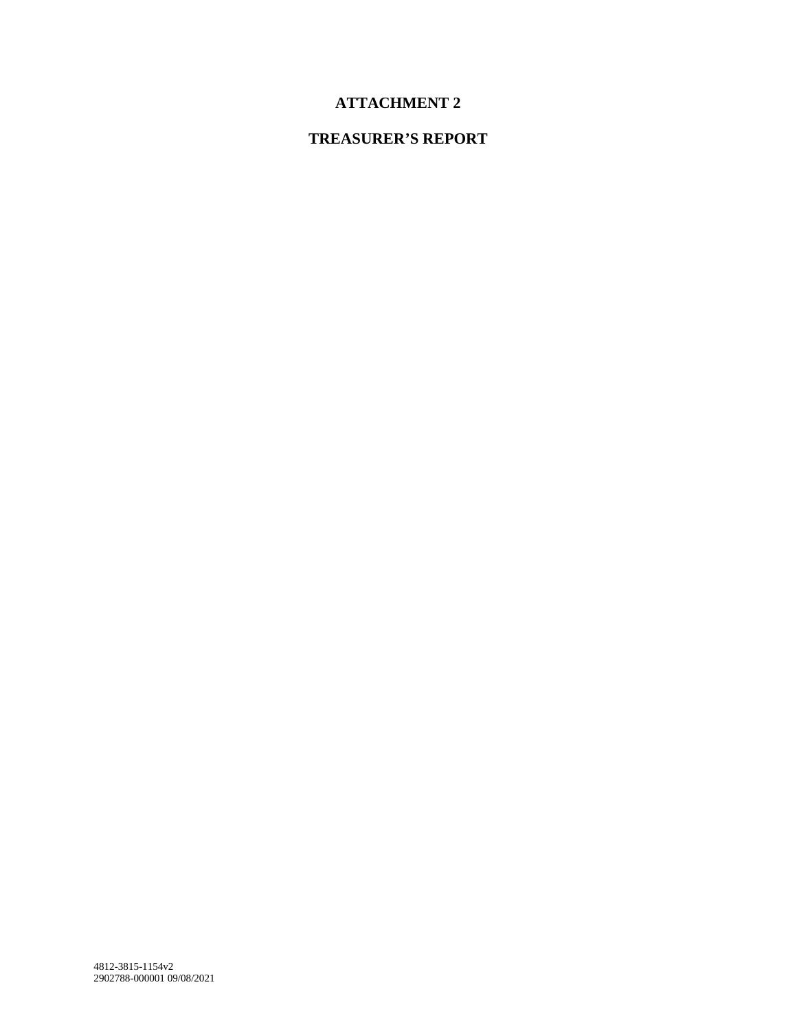# ATTACHMENT 2

# TREASURER'S REPORT

4812-3815-1154v2
2902788-000001 09/08/2021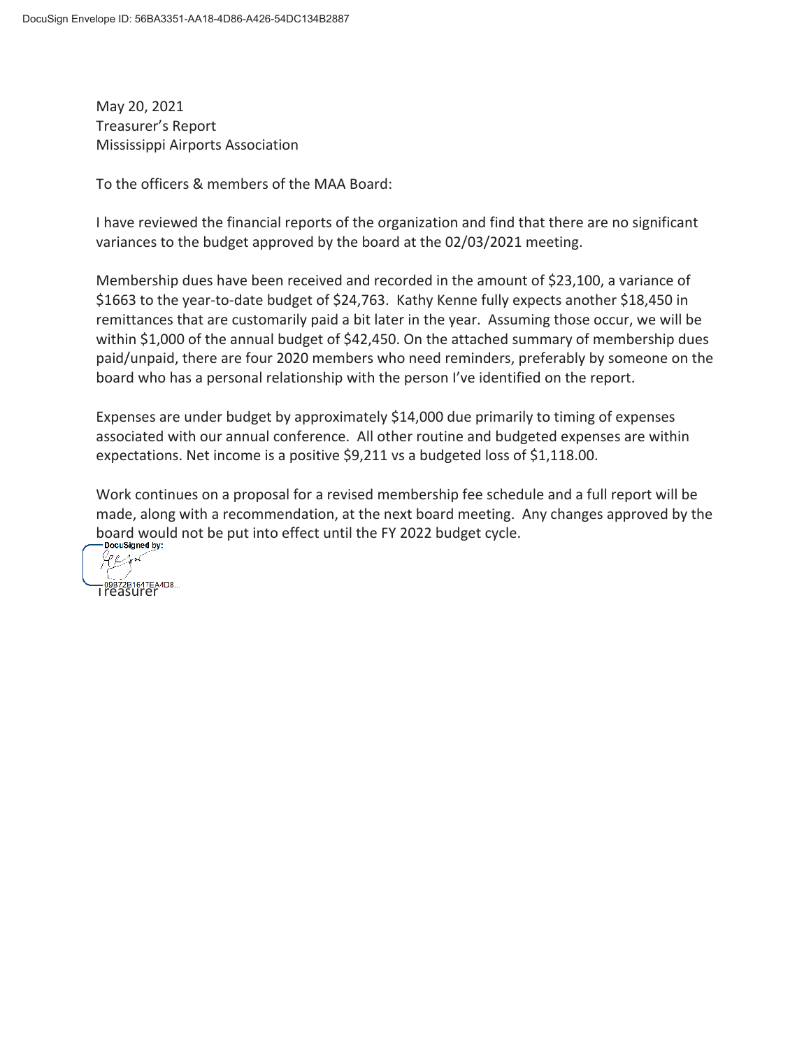DocuSign Envelope ID: 56BA3351-AA18-4D86-A426-54DC134B2887

May 20, 2021
Treasurer's Report
Mississippi Airports Association

To the officers & members of the MAA Board:

I have reviewed the financial reports of the organization and find that there are no significant variances to the budget approved by the board at the 02/03/2021 meeting.

Membership dues have been received and recorded in the amount of $23,100, a variance of $1663 to the year-to-date budget of $24,763. Kathy Kenne fully expects another $18,450 in remittances that are customarily paid a bit later in the year. Assuming those occur, we will be within $1,000 of the annual budget of $42,450. On the attached summary of membership dues paid/unpaid, there are four 2020 members who need reminders, preferably by someone on the board who has a personal relationship with the person I've identified on the report.

Expenses are under budget by approximately $14,000 due primarily to timing of expenses associated with our annual conference. All other routine and budgeted expenses are within expectations. Net income is a positive $9,211 vs a budgeted loss of $1,118.00.

Work continues on a proposal for a revised membership fee schedule and a full report will be made, along with a recommendation, at the next board meeting. Any changes approved by the board would not be put into effect until the FY 2022 budget cycle.

DocuSigned by:
09B72B1647EA4D8...
Treasurer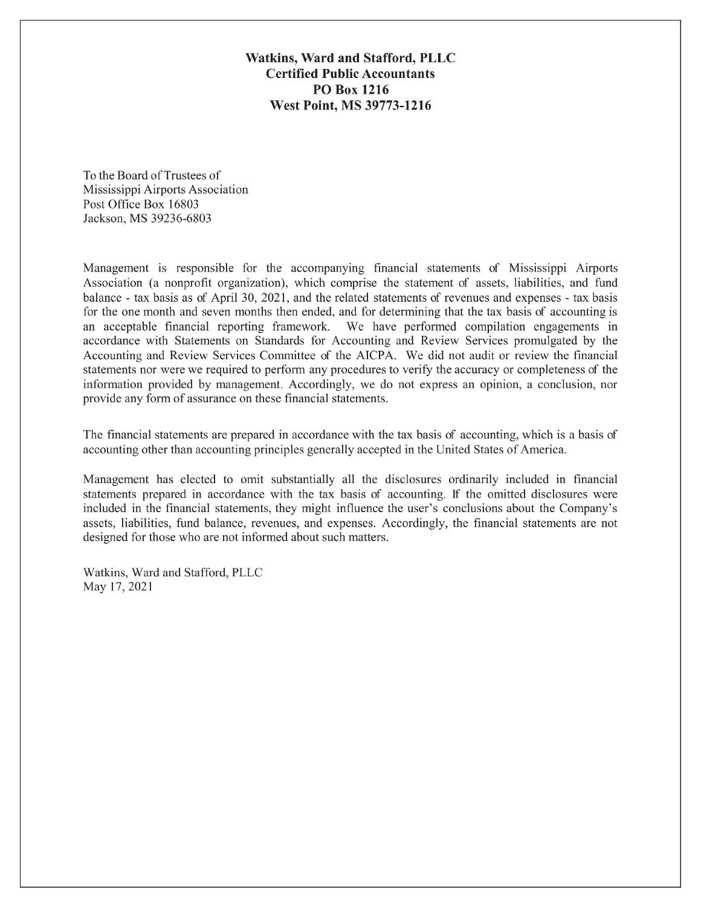**Watkins, Ward and Stafford, PLLC**
**Certified Public Accountants**
**PO Box 1216**
**West Point, MS 39773-1216**

To the Board of Trustees of
Mississippi Airports Association
Post Office Box 16803
Jackson, MS 39236-6803

Management is responsible for the accompanying financial statements of Mississippi Airports Association (a nonprofit organization), which comprise the statement of assets, liabilities, and fund balance - tax basis as of April 30, 2021, and the related statements of revenues and expenses - tax basis for the one month and seven months then ended, and for determining that the tax basis of accounting is an acceptable financial reporting framework. We have performed compilation engagements in accordance with Statements on Standards for Accounting and Review Services promulgated by the Accounting and Review Services Committee of the AICPA. We did not audit or review the financial statements nor were we required to perform any procedures to verify the accuracy or completeness of the information provided by management. Accordingly, we do not express an opinion, a conclusion, nor provide any form of assurance on these financial statements.

The financial statements are prepared in accordance with the tax basis of accounting, which is a basis of accounting other than accounting principles generally accepted in the United States of America.

Management has elected to omit substantially all the disclosures ordinarily included in financial statements prepared in accordance with the tax basis of accounting. If the omitted disclosures were included in the financial statements, they might influence the user's conclusions about the Company's assets, liabilities, fund balance, revenues, and expenses. Accordingly, the financial statements are not designed for those who are not informed about such matters.

Watkins, Ward and Stafford, PLLC
May 17, 2021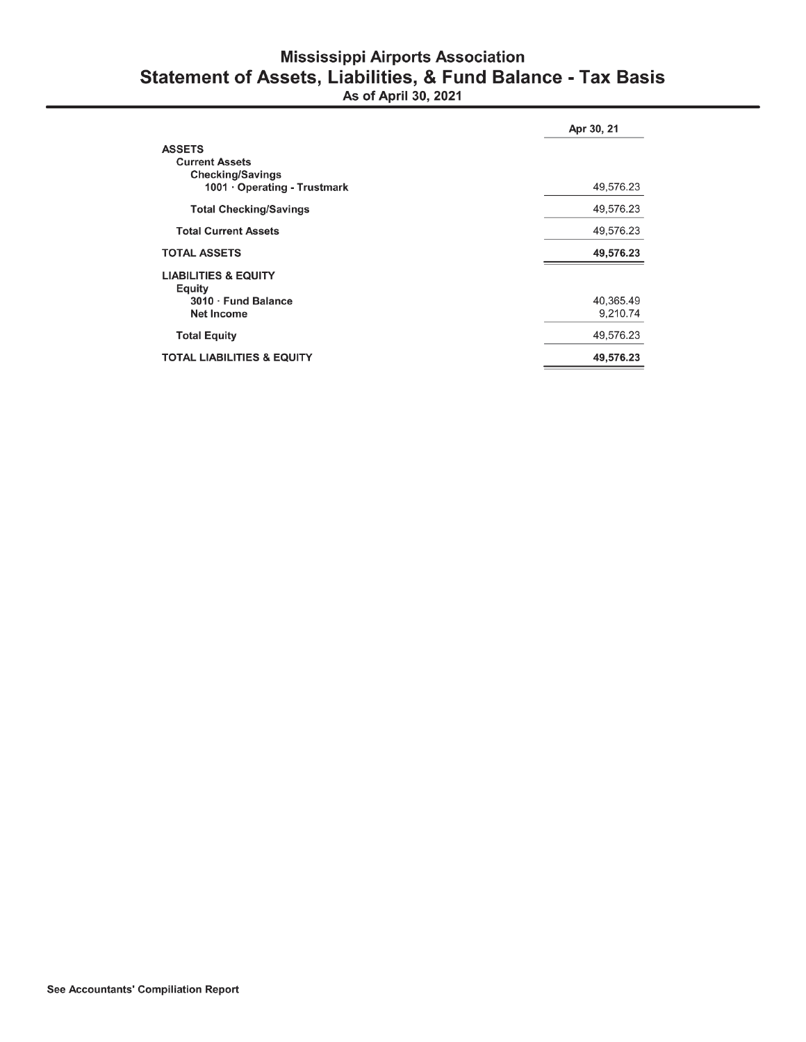# Mississippi Airports Association

## Statement of Assets, Liabilities, & Fund Balance - Tax Basis

**As of April 30, 2021**

| | Apr 30, 21 |
|---|---|
| **ASSETS** | |
| **Current Assets** | |
| **Checking/Savings** | |
| **1001 · Operating - Trustmark** | 49,576.23 |
| **Total Checking/Savings** | 49,576.23 |
| **Total Current Assets** | 49,576.23 |
| **TOTAL ASSETS** | **49,576.23** |
| **LIABILITIES & EQUITY** | |
| **Equity** | |
| **3010 · Fund Balance** | 40,365.49 |
| **Net Income** | 9,210.74 |
| **Total Equity** | 49,576.23 |
| **TOTAL LIABILITIES & EQUITY** | **49,576.23** |

**See Accountants' Compilation Report**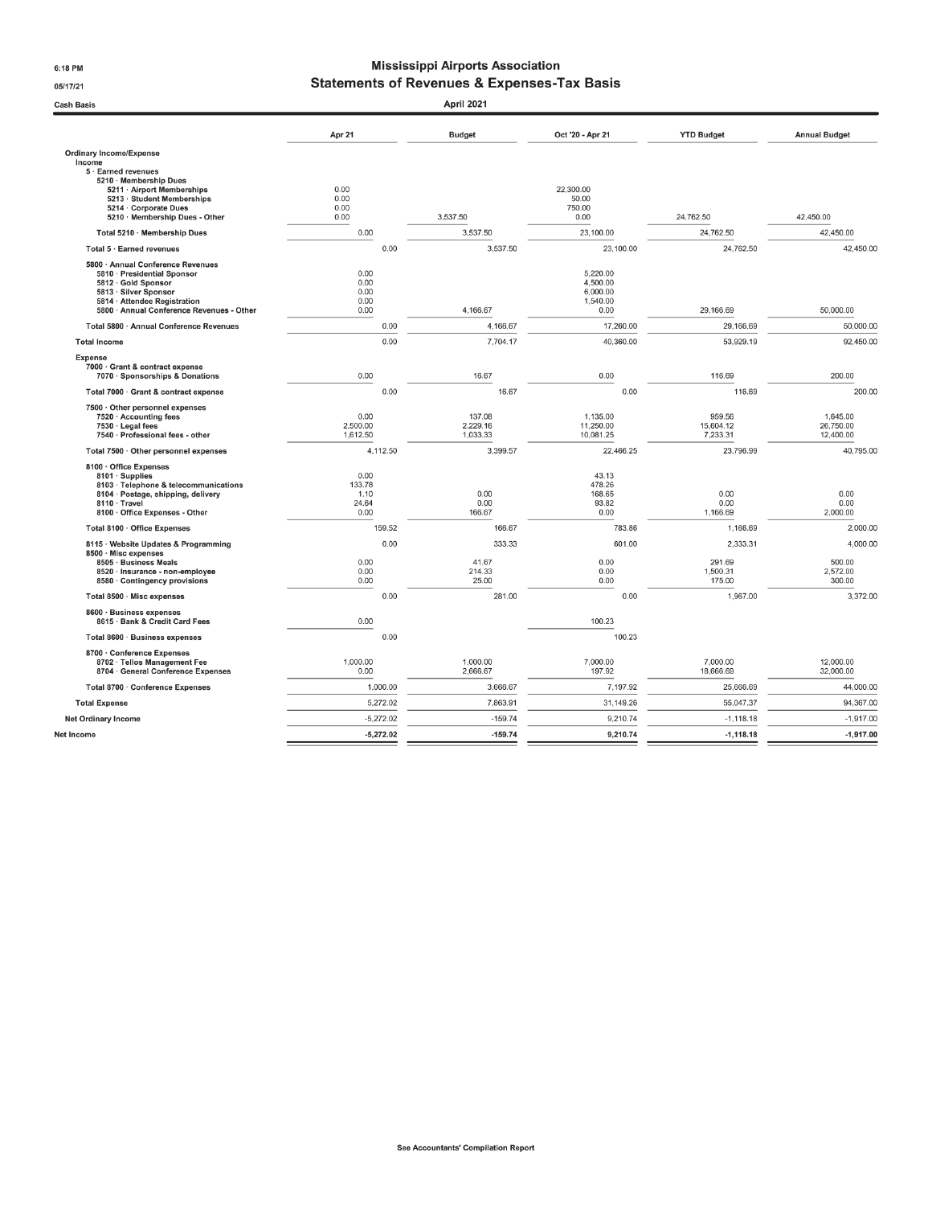6:18 PM

05/17/21

Cash Basis

# Mississippi Airports Association

## Statements of Revenues & Expenses-Tax Basis

### April 2021

| | Apr 21 | Budget | Oct '20 - Apr 21 | YTD Budget | Annual Budget |
|---|---|---|---|---|---|
| **Ordinary Income/Expense** | | | | | |
| **Income** | | | | | |
| **5 · Earned revenues** | | | | | |
| **5210 · Membership Dues** | | | | | |
| 5211 · Airport Memberships | 0.00 | | 22,300.00 | | |
| 5213 · Student Memberships | 0.00 | | 50.00 | | |
| 5214 · Corporate Dues | 0.00 | | 750.00 | | |
| 5210 · Membership Dues - Other | 0.00 | 3,537.50 | 0.00 | 24,762.50 | 42,450.00 |
| **Total 5210 · Membership Dues** | 0.00 | 3,537.50 | 23,100.00 | 24,762.50 | 42,450.00 |
| **Total 5 · Earned revenues** | 0.00 | 3,537.50 | 23,100.00 | 24,762.50 | 42,450.00 |
| **5800 · Annual Conference Revenues** | | | | | |
| 5810 · Presidential Sponsor | 0.00 | | 5,220.00 | | |
| 5812 · Gold Sponsor | 0.00 | | 4,500.00 | | |
| 5813 · Silver Sponsor | 0.00 | | 6,000.00 | | |
| 5814 · Attendee Registration | 0.00 | | 1,540.00 | | |
| 5800 · Annual Conference Revenues - Other | 0.00 | 4,166.67 | 0.00 | 29,166.69 | 50,000.00 |
| **Total 5800 · Annual Conference Revenues** | 0.00 | 4,166.67 | 17,260.00 | 29,166.69 | 50,000.00 |
| **Total Income** | 0.00 | 7,704.17 | 40,360.00 | 53,929.19 | 92,450.00 |
| **Expense** | | | | | |
| **7000 · Grant & contract expense** | | | | | |
| 7070 · Sponsorships & Donations | 0.00 | 16.67 | 0.00 | 116.69 | 200.00 |
| **Total 7000 · Grant & contract expense** | 0.00 | 16.67 | 0.00 | 116.69 | 200.00 |
| **7500 · Other personnel expenses** | | | | | |
| 7520 · Accounting fees | 0.00 | 137.08 | 1,135.00 | 959.56 | 1,645.00 |
| 7530 · Legal fees | 2,500.00 | 2,229.16 | 11,250.00 | 15,604.12 | 26,750.00 |
| 7540 · Professional fees - other | 1,612.50 | 1,033.33 | 10,081.25 | 7,233.31 | 12,400.00 |
| **Total 7500 · Other personnel expenses** | 4,112.50 | 3,399.57 | 22,466.25 | 23,796.99 | 40,795.00 |
| **8100 · Office Expenses** | | | | | |
| 8101 · Supplies | 0.00 | | 43.13 | | |
| 8103 · Telephone & telecommunications | 133.78 | | 478.26 | | |
| 8104 · Postage, shipping, delivery | 1.10 | 0.00 | 168.65 | 0.00 | 0.00 |
| 8110 · Travel | 24.64 | 0.00 | 93.82 | 0.00 | 0.00 |
| 8100 · Office Expenses - Other | 0.00 | 166.67 | 0.00 | 1,166.69 | 2,000.00 |
| **Total 8100 · Office Expenses** | 159.52 | 166.67 | 783.86 | 1,166.69 | 2,000.00 |
| 8115 · Website Updates & Programming | 0.00 | 333.33 | 601.00 | 2,333.31 | 4,000.00 |
| **8500 · Misc expenses** | | | | | |
| 8505 · Business Meals | 0.00 | 41.67 | 0.00 | 291.69 | 500.00 |
| 8520 · Insurance - non-employee | 0.00 | 214.33 | 0.00 | 1,500.31 | 2,572.00 |
| 8580 · Contingency provisions | 0.00 | 25.00 | 0.00 | 175.00 | 300.00 |
| **Total 8500 · Misc expenses** | 0.00 | 281.00 | 0.00 | 1,967.00 | 3,372.00 |
| **8600 · Business expenses** | | | | | |
| 8615 · Bank & Credit Card Fees | 0.00 | | 100.23 | | |
| **Total 8600 · Business expenses** | 0.00 | | 100.23 | | |
| **8700 · Conference Expenses** | | | | | |
| 8702 · Tellos Management Fee | 1,000.00 | 1,000.00 | 7,000.00 | 7,000.00 | 12,000.00 |
| 8704 · General Conference Expenses | 0.00 | 2,666.67 | 197.92 | 18,666.69 | 32,000.00 |
| **Total 8700 · Conference Expenses** | 1,000.00 | 3,666.67 | 7,197.92 | 25,666.69 | 44,000.00 |
| **Total Expense** | 5,272.02 | 7,863.91 | 31,149.26 | 55,047.37 | 94,367.00 |
| **Net Ordinary Income** | -5,272.02 | -159.74 | 9,210.74 | -1,118.18 | -1,917.00 |
| **Net Income** | **-5,272.02** | **-159.74** | **9,210.74** | **-1,118.18** | **-1,917.00** |

See Accountants' Compilation Report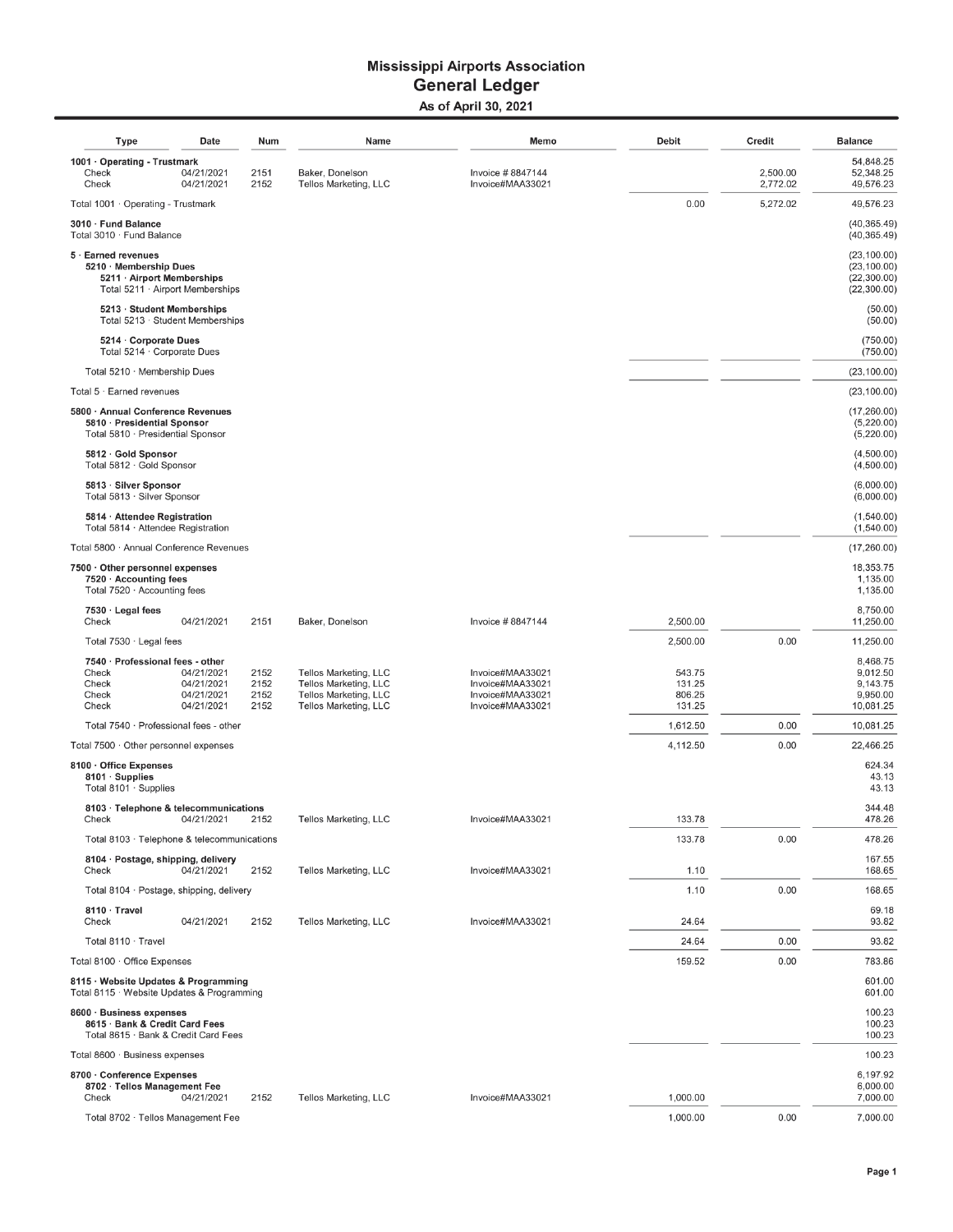# Mississippi Airports Association
## General Ledger
### As of April 30, 2021

| Type | Date | Num | Name | Memo | Debit | Credit | Balance |
|---|---|---|---|---|---|---|---|
| **1001 · Operating - Trustmark** | | | | | | | 54,848.25 |
| Check | 04/21/2021 | 2151 | Baker, Donelson | Invoice # 8847144 | | 2,500.00 | 52,348.25 |
| Check | 04/21/2021 | 2152 | Tellos Marketing, LLC | Invoice#MAA33021 | | 2,772.02 | 49,576.23 |
| Total 1001 · Operating - Trustmark | | | | | 0.00 | 5,272.02 | 49,576.23 |
| **3010 · Fund Balance** | | | | | | | (40,365.49) |
| Total 3010 · Fund Balance | | | | | | | (40,365.49) |
| **5 · Earned revenues** | | | | | | | (23,100.00) |
| **5210 · Membership Dues** | | | | | | | (23,100.00) |
| **5211 · Airport Memberships** | | | | | | | (22,300.00) |
| Total 5211 · Airport Memberships | | | | | | | (22,300.00) |
| **5213 · Student Memberships** | | | | | | | (50.00) |
| Total 5213 · Student Memberships | | | | | | | (50.00) |
| **5214 · Corporate Dues** | | | | | | | (750.00) |
| Total 5214 · Corporate Dues | | | | | | | (750.00) |
| Total 5210 · Membership Dues | | | | | | | (23,100.00) |
| Total 5 · Earned revenues | | | | | | | (23,100.00) |
| **5800 · Annual Conference Revenues** | | | | | | | (17,260.00) |
| **5810 · Presidential Sponsor** | | | | | | | (5,220.00) |
| Total 5810 · Presidential Sponsor | | | | | | | (5,220.00) |
| **5812 · Gold Sponsor** | | | | | | | (4,500.00) |
| Total 5812 · Gold Sponsor | | | | | | | (4,500.00) |
| **5813 · Silver Sponsor** | | | | | | | (6,000.00) |
| Total 5813 · Silver Sponsor | | | | | | | (6,000.00) |
| **5814 · Attendee Registration** | | | | | | | (1,540.00) |
| Total 5814 · Attendee Registration | | | | | | | (1,540.00) |
| Total 5800 · Annual Conference Revenues | | | | | | | (17,260.00) |
| **7500 · Other personnel expenses** | | | | | | | 18,353.75 |
| **7520 · Accounting fees** | | | | | | | 1,135.00 |
| Total 7520 · Accounting fees | | | | | | | 1,135.00 |
| **7530 · Legal fees** | | | | | | | 8,750.00 |
| Check | 04/21/2021 | 2151 | Baker, Donelson | Invoice # 8847144 | 2,500.00 | | 11,250.00 |
| Total 7530 · Legal fees | | | | | 2,500.00 | 0.00 | 11,250.00 |
| **7540 · Professional fees - other** | | | | | | | 8,468.75 |
| Check | 04/21/2021 | 2152 | Tellos Marketing, LLC | Invoice#MAA33021 | 543.75 | | 9,012.50 |
| Check | 04/21/2021 | 2152 | Tellos Marketing, LLC | Invoice#MAA33021 | 131.25 | | 9,143.75 |
| Check | 04/21/2021 | 2152 | Tellos Marketing, LLC | Invoice#MAA33021 | 806.25 | | 9,950.00 |
| Check | 04/21/2021 | 2152 | Tellos Marketing, LLC | Invoice#MAA33021 | 131.25 | | 10,081.25 |
| Total 7540 · Professional fees - other | | | | | 1,612.50 | 0.00 | 10,081.25 |
| Total 7500 · Other personnel expenses | | | | | 4,112.50 | 0.00 | 22,466.25 |
| **8100 · Office Expenses** | | | | | | | 624.34 |
| **8101 · Supplies** | | | | | | | 43.13 |
| Total 8101 · Supplies | | | | | | | 43.13 |
| **8103 · Telephone & telecommunications** | | | | | | | 344.48 |
| Check | 04/21/2021 | 2152 | Tellos Marketing, LLC | Invoice#MAA33021 | 133.78 | | 478.26 |
| Total 8103 · Telephone & telecommunications | | | | | 133.78 | 0.00 | 478.26 |
| **8104 · Postage, shipping, delivery** | | | | | | | 167.55 |
| Check | 04/21/2021 | 2152 | Tellos Marketing, LLC | Invoice#MAA33021 | 1.10 | | 168.65 |
| Total 8104 · Postage, shipping, delivery | | | | | 1.10 | 0.00 | 168.65 |
| **8110 · Travel** | | | | | | | 69.18 |
| Check | 04/21/2021 | 2152 | Tellos Marketing, LLC | Invoice#MAA33021 | 24.64 | | 93.82 |
| Total 8110 · Travel | | | | | 24.64 | 0.00 | 93.82 |
| Total 8100 · Office Expenses | | | | | 159.52 | 0.00 | 783.86 |
| **8115 · Website Updates & Programming** | | | | | | | 601.00 |
| Total 8115 · Website Updates & Programming | | | | | | | 601.00 |
| **8600 · Business expenses** | | | | | | | 100.23 |
| **8615 · Bank & Credit Card Fees** | | | | | | | 100.23 |
| Total 8615 · Bank & Credit Card Fees | | | | | | | 100.23 |
| Total 8600 · Business expenses | | | | | | | 100.23 |
| **8700 · Conference Expenses** | | | | | | | 6,197.92 |
| **8702 · Tellos Management Fee** | | | | | | | 6,000.00 |
| Check | 04/21/2021 | 2152 | Tellos Marketing, LLC | Invoice#MAA33021 | 1,000.00 | | 7,000.00 |
| Total 8702 · Tellos Management Fee | | | | | 1,000.00 | 0.00 | 7,000.00 |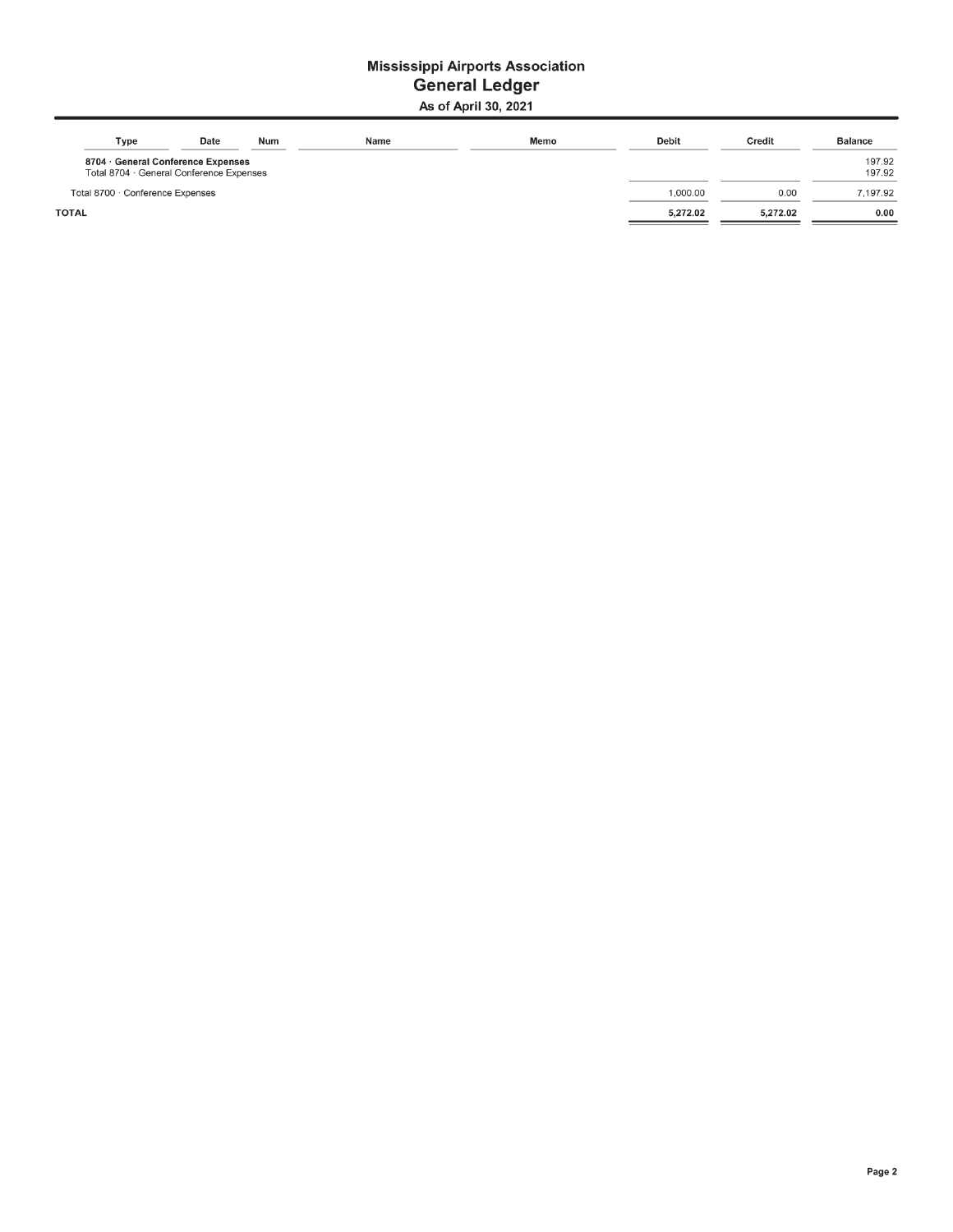# Mississippi Airports Association
## General Ledger
### As of April 30, 2021

| Type | Date | Num | Name | Memo | Debit | Credit | Balance |
|---|---|---|---|---|---|---|---|
| **8704 · General Conference Expenses** | | | | | | | 197.92 |
| Total 8704 · General Conference Expenses | | | | | | | 197.92 |
| Total 8700 · Conference Expenses | | | | | 1,000.00 | 0.00 | 7,197.92 |
| **TOTAL** | | | | | **5,272.02** | **5,272.02** | **0.00** |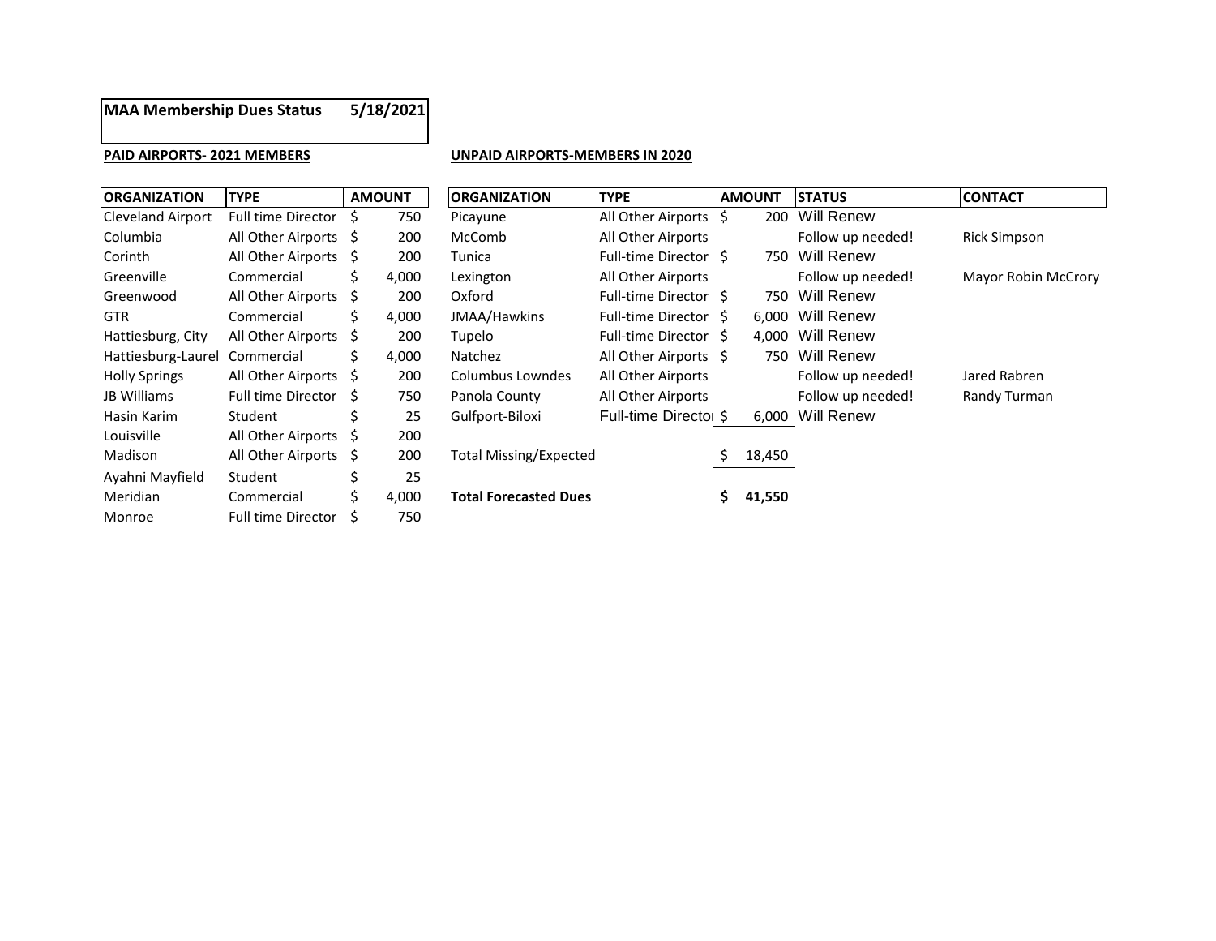**MAA Membership Dues Status 5/18/2021**

**PAID AIRPORTS- 2021 MEMBERS**

| ORGANIZATION | TYPE | AMOUNT |
|---|---|---|
| Cleveland Airport | Full time Director | $ 750 |
| Columbia | All Other Airports | $ 200 |
| Corinth | All Other Airports | $ 200 |
| Greenville | Commercial | $ 4,000 |
| Greenwood | All Other Airports | $ 200 |
| GTR | Commercial | $ 4,000 |
| Hattiesburg, City | All Other Airports | $ 200 |
| Hattiesburg-Laurel | Commercial | $ 4,000 |
| Holly Springs | All Other Airports | $ 200 |
| JB Williams | Full time Director | $ 750 |
| Hasin Karim | Student | $ 25 |
| Louisville | All Other Airports | $ 200 |
| Madison | All Other Airports | $ 200 |
| Ayahni Mayfield | Student | $ 25 |
| Meridian | Commercial | $ 4,000 |
| Monroe | Full time Director | $ 750 |

**UNPAID AIRPORTS-MEMBERS IN 2020**

| ORGANIZATION | TYPE | AMOUNT | STATUS | CONTACT |
|---|---|---|---|---|
| Picayune | All Other Airports | $ 200 | Will Renew | |
| McComb | All Other Airports | | Follow up needed! | Rick Simpson |
| Tunica | Full-time Director | $ 750 | Will Renew | |
| Lexington | All Other Airports | | Follow up needed! | Mayor Robin McCrory |
| Oxford | Full-time Director | $ 750 | Will Renew | |
| JMAA/Hawkins | Full-time Director | $ 6,000 | Will Renew | |
| Tupelo | Full-time Director | $ 4,000 | Will Renew | |
| Natchez | All Other Airports | $ 750 | Will Renew | |
| Columbus Lowndes | All Other Airports | | Follow up needed! | Jared Rabren |
| Panola County | All Other Airports | | Follow up needed! | Randy Turman |
| Gulfport-Biloxi | Full-time Director | $ 6,000 | Will Renew | |
| Total Missing/Expected | | $ 18,450 | | |
| **Total Forecasted Dues** | | **$ 41,550** | | |